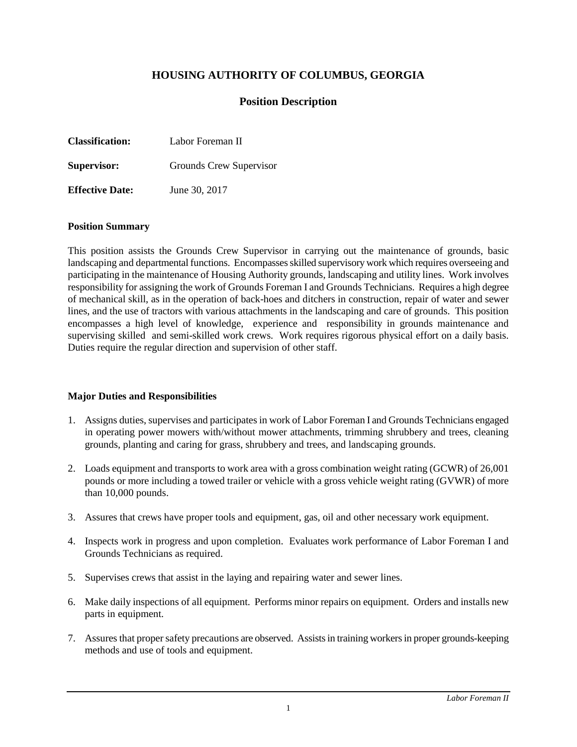# HOUSING AUTHORITY OF COLUMBUS, GEORGIA

## Position Description

**Classification:** Labor Foreman II

**Supervisor:** Grounds Crew Supervisor

**Effective Date:** June 30, 2017

### Position Summary

This position assists the Grounds Crew Supervisor in carrying out the maintenance of grounds, basic landscaping and departmental functions. Encompasses skilled supervisory work which requires overseeing and participating in the maintenance of Housing Authority grounds, landscaping and utility lines. Work involves responsibility for assigning the work of Grounds Foreman I and Grounds Technicians. Requires a high degree of mechanical skill, as in the operation of back-hoes and ditchers in construction, repair of water and sewer lines, and the use of tractors with various attachments in the landscaping and care of grounds. This position encompasses a high level of knowledge, experience and responsibility in grounds maintenance and supervising skilled and semi-skilled work crews. Work requires rigorous physical effort on a daily basis. Duties require the regular direction and supervision of other staff.

### Major Duties and Responsibilities

1. Assigns duties, supervises and participates in work of Labor Foreman I and Grounds Technicians engaged in operating power mowers with/without mower attachments, trimming shrubbery and trees, cleaning grounds, planting and caring for grass, shrubbery and trees, and landscaping grounds.

2. Loads equipment and transports to work area with a gross combination weight rating (GCWR) of 26,001 pounds or more including a towed trailer or vehicle with a gross vehicle weight rating (GVWR) of more than 10,000 pounds.

3. Assures that crews have proper tools and equipment, gas, oil and other necessary work equipment.

4. Inspects work in progress and upon completion. Evaluates work performance of Labor Foreman I and Grounds Technicians as required.

5. Supervises crews that assist in the laying and repairing water and sewer lines.

6. Make daily inspections of all equipment. Performs minor repairs on equipment. Orders and installs new parts in equipment.

7. Assures that proper safety precautions are observed. Assists in training workers in proper grounds-keeping methods and use of tools and equipment.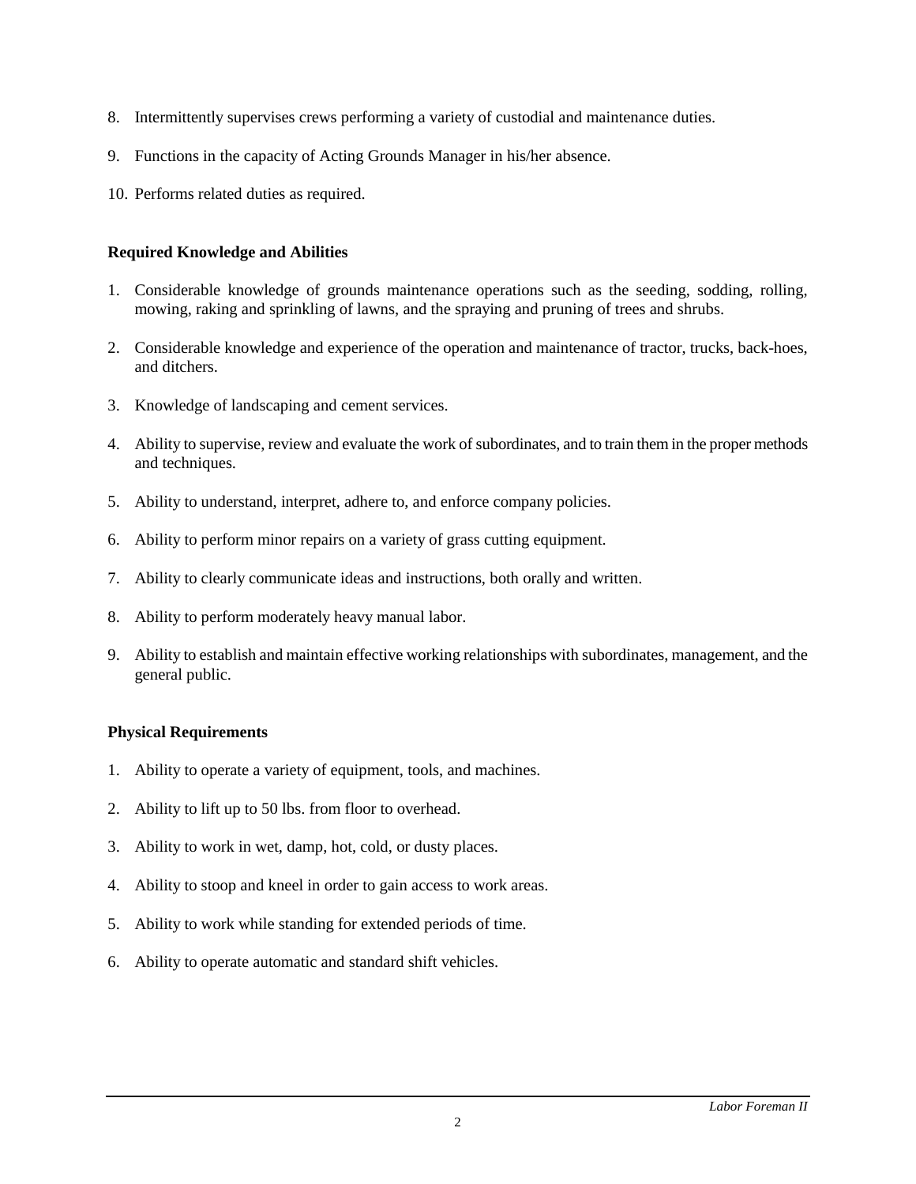8. Intermittently supervises crews performing a variety of custodial and maintenance duties.

9. Functions in the capacity of Acting Grounds Manager in his/her absence.

10. Performs related duties as required.

**Required Knowledge and Abilities**

1. Considerable knowledge of grounds maintenance operations such as the seeding, sodding, rolling, mowing, raking and sprinkling of lawns, and the spraying and pruning of trees and shrubs.

2. Considerable knowledge and experience of the operation and maintenance of tractor, trucks, back-hoes, and ditchers.

3. Knowledge of landscaping and cement services.

4. Ability to supervise, review and evaluate the work of subordinates, and to train them in the proper methods and techniques.

5. Ability to understand, interpret, adhere to, and enforce company policies.

6. Ability to perform minor repairs on a variety of grass cutting equipment.

7. Ability to clearly communicate ideas and instructions, both orally and written.

8. Ability to perform moderately heavy manual labor.

9. Ability to establish and maintain effective working relationships with subordinates, management, and the general public.

**Physical Requirements**

1. Ability to operate a variety of equipment, tools, and machines.

2. Ability to lift up to 50 lbs. from floor to overhead.

3. Ability to work in wet, damp, hot, cold, or dusty places.

4. Ability to stoop and kneel in order to gain access to work areas.

5. Ability to work while standing for extended periods of time.

6. Ability to operate automatic and standard shift vehicles.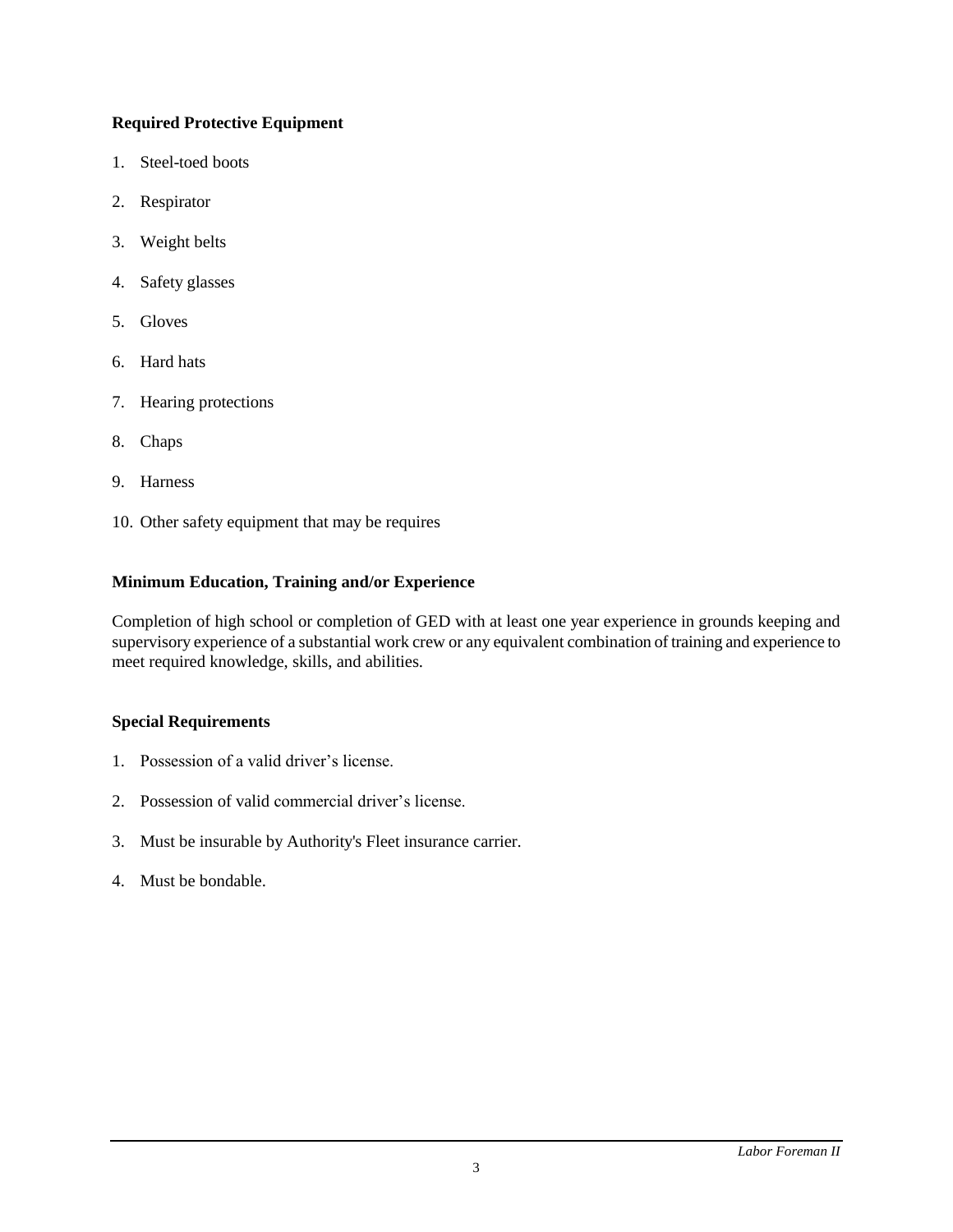**Required Protective Equipment**

1. Steel-toed boots
2. Respirator
3. Weight belts
4. Safety glasses
5. Gloves
6. Hard hats
7. Hearing protections
8. Chaps
9. Harness
10. Other safety equipment that may be requires

**Minimum Education, Training and/or Experience**

Completion of high school or completion of GED with at least one year experience in grounds keeping and supervisory experience of a substantial work crew or any equivalent combination of training and experience to meet required knowledge, skills, and abilities.

**Special Requirements**

1. Possession of a valid driver's license.
2. Possession of valid commercial driver's license.
3. Must be insurable by Authority's Fleet insurance carrier.
4. Must be bondable.